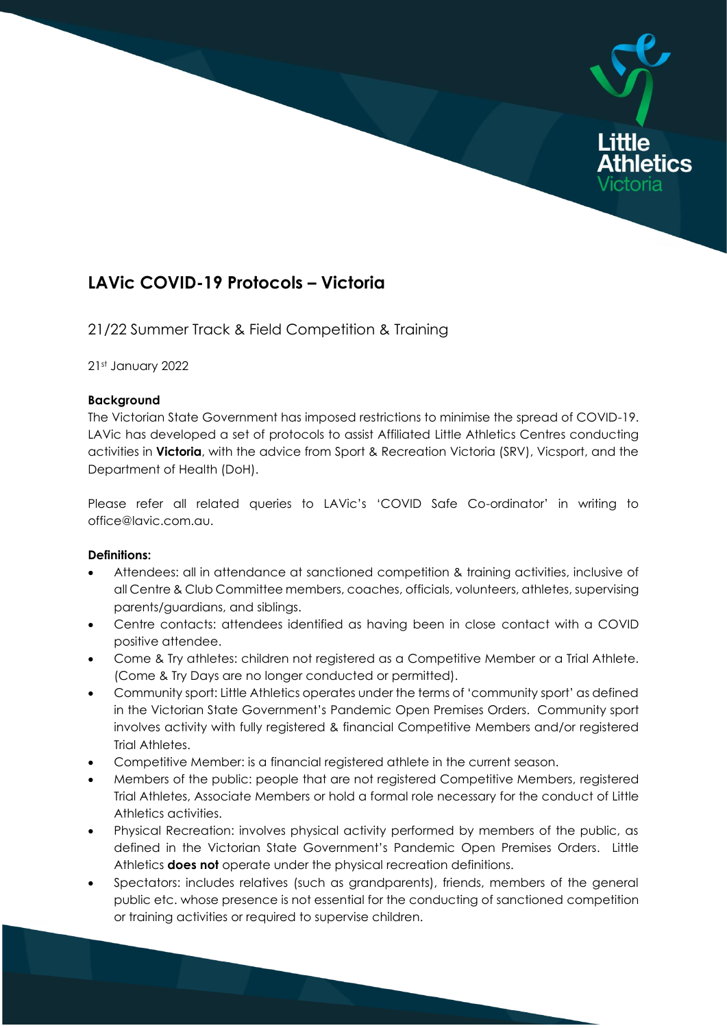# LAVic COVID-19 Protocols – Victoria

## 21/22 Summer Track & Field Competition & Training

21st January 2022

**Background**

The Victorian State Government has imposed restrictions to minimise the spread of COVID-19. LAVic has developed a set of protocols to assist Affiliated Little Athletics Centres conducting activities in **Victoria**, with the advice from Sport & Recreation Victoria (SRV), Vicsport, and the Department of Health (DoH).

Please refer all related queries to LAVic's 'COVID Safe Co-ordinator' in writing to office@lavic.com.au.

**Definitions:**

- Attendees: all in attendance at sanctioned competition & training activities, inclusive of all Centre & Club Committee members, coaches, officials, volunteers, athletes, supervising parents/guardians, and siblings.
- Centre contacts: attendees identified as having been in close contact with a COVID positive attendee.
- Come & Try athletes: children not registered as a Competitive Member or a Trial Athlete. (Come & Try Days are no longer conducted or permitted).
- Community sport: Little Athletics operates under the terms of 'community sport' as defined in the Victorian State Government's Pandemic Open Premises Orders. Community sport involves activity with fully registered & financial Competitive Members and/or registered Trial Athletes.
- Competitive Member: is a financial registered athlete in the current season.
- Members of the public: people that are not registered Competitive Members, registered Trial Athletes, Associate Members or hold a formal role necessary for the conduct of Little Athletics activities.
- Physical Recreation: involves physical activity performed by members of the public, as defined in the Victorian State Government's Pandemic Open Premises Orders. Little Athletics **does not** operate under the physical recreation definitions.
- Spectators: includes relatives (such as grandparents), friends, members of the general public etc. whose presence is not essential for the conducting of sanctioned competition or training activities or required to supervise children.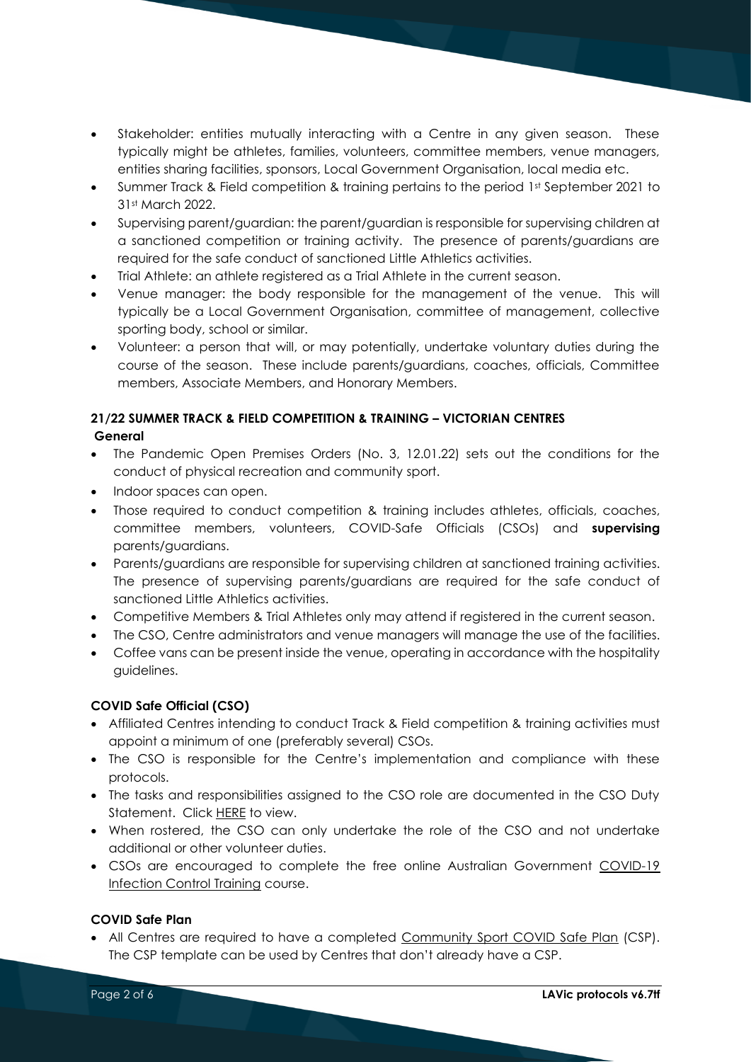- Stakeholder: entities mutually interacting with a Centre in any given season. These typically might be athletes, families, volunteers, committee members, venue managers, entities sharing facilities, sponsors, Local Government Organisation, local media etc.
- Summer Track & Field competition & training pertains to the period 1st September 2021 to 31st March 2022.
- Supervising parent/guardian: the parent/guardian is responsible for supervising children at a sanctioned competition or training activity. The presence of parents/guardians are required for the safe conduct of sanctioned Little Athletics activities.
- Trial Athlete: an athlete registered as a Trial Athlete in the current season.
- Venue manager: the body responsible for the management of the venue. This will typically be a Local Government Organisation, committee of management, collective sporting body, school or similar.
- Volunteer: a person that will, or may potentially, undertake voluntary duties during the course of the season. These include parents/guardians, coaches, officials, Committee members, Associate Members, and Honorary Members.

**21/22 SUMMER TRACK & FIELD COMPETITION & TRAINING – VICTORIAN CENTRES**

**General**

- The Pandemic Open Premises Orders (No. 3, 12.01.22) sets out the conditions for the conduct of physical recreation and community sport.
- Indoor spaces can open.
- Those required to conduct competition & training includes athletes, officials, coaches, committee members, volunteers, COVID-Safe Officials (CSOs) and **supervising** parents/guardians.
- Parents/guardians are responsible for supervising children at sanctioned training activities. The presence of supervising parents/guardians are required for the safe conduct of sanctioned Little Athletics activities.
- Competitive Members & Trial Athletes only may attend if registered in the current season.
- The CSO, Centre administrators and venue managers will manage the use of the facilities.
- Coffee vans can be present inside the venue, operating in accordance with the hospitality guidelines.

**COVID Safe Official (CSO)**

- Affiliated Centres intending to conduct Track & Field competition & training activities must appoint a minimum of one (preferably several) CSOs.
- The CSO is responsible for the Centre's implementation and compliance with these protocols.
- The tasks and responsibilities assigned to the CSO role are documented in the CSO Duty Statement. Click HERE to view.
- When rostered, the CSO can only undertake the role of the CSO and not undertake additional or other volunteer duties.
- CSOs are encouraged to complete the free online Australian Government COVID-19 Infection Control Training course.

**COVID Safe Plan**

- All Centres are required to have a completed Community Sport COVID Safe Plan (CSP). The CSP template can be used by Centres that don't already have a CSP.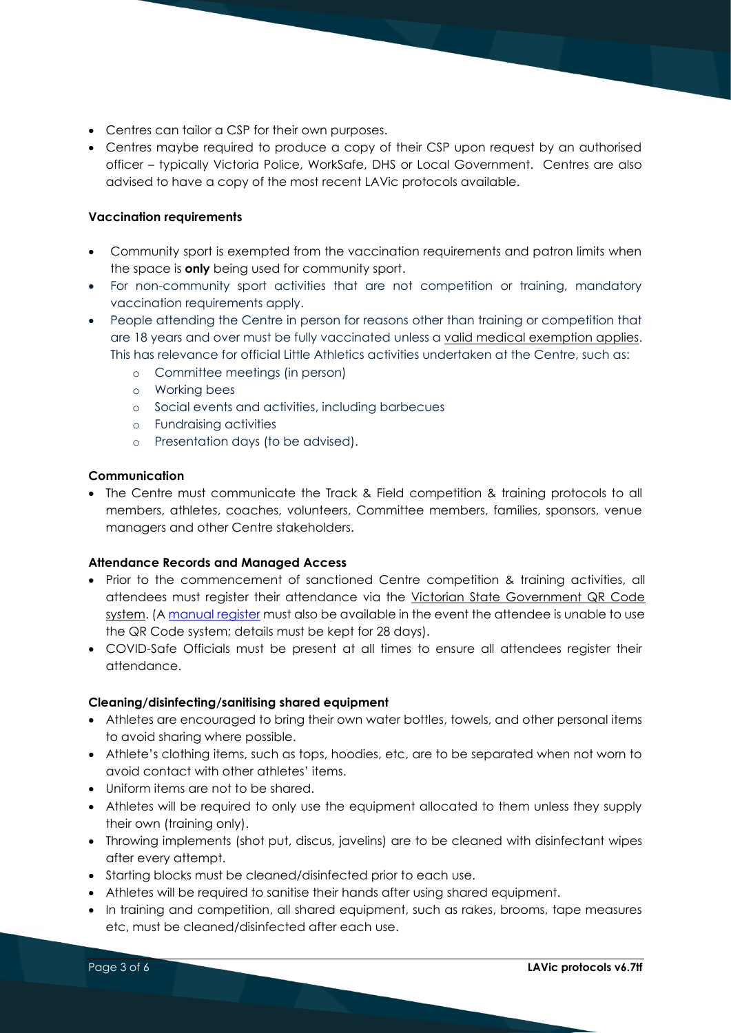- Centres can tailor a CSP for their own purposes.
- Centres maybe required to produce a copy of their CSP upon request by an authorised officer – typically Victoria Police, WorkSafe, DHS or Local Government. Centres are also advised to have a copy of the most recent LAVic protocols available.

**Vaccination requirements**

- Community sport is exempted from the vaccination requirements and patron limits when the space is **only** being used for community sport.
- For non-community sport activities that are not competition or training, mandatory vaccination requirements apply.
- People attending the Centre in person for reasons other than training or competition that are 18 years and over must be fully vaccinated unless a valid medical exemption applies. This has relevance for official Little Athletics activities undertaken at the Centre, such as:
  - Committee meetings (in person)
  - Working bees
  - Social events and activities, including barbecues
  - Fundraising activities
  - Presentation days (to be advised).

**Communication**

- The Centre must communicate the Track & Field competition & training protocols to all members, athletes, coaches, volunteers, Committee members, families, sponsors, venue managers and other Centre stakeholders.

**Attendance Records and Managed Access**

- Prior to the commencement of sanctioned Centre competition & training activities, all attendees must register their attendance via the Victorian State Government QR Code system. (A manual register must also be available in the event the attendee is unable to use the QR Code system; details must be kept for 28 days).
- COVID-Safe Officials must be present at all times to ensure all attendees register their attendance.

**Cleaning/disinfecting/sanitising shared equipment**

- Athletes are encouraged to bring their own water bottles, towels, and other personal items to avoid sharing where possible.
- Athlete's clothing items, such as tops, hoodies, etc, are to be separated when not worn to avoid contact with other athletes' items.
- Uniform items are not to be shared.
- Athletes will be required to only use the equipment allocated to them unless they supply their own (training only).
- Throwing implements (shot put, discus, javelins) are to be cleaned with disinfectant wipes after every attempt.
- Starting blocks must be cleaned/disinfected prior to each use.
- Athletes will be required to sanitise their hands after using shared equipment.
- In training and competition, all shared equipment, such as rakes, brooms, tape measures etc, must be cleaned/disinfected after each use.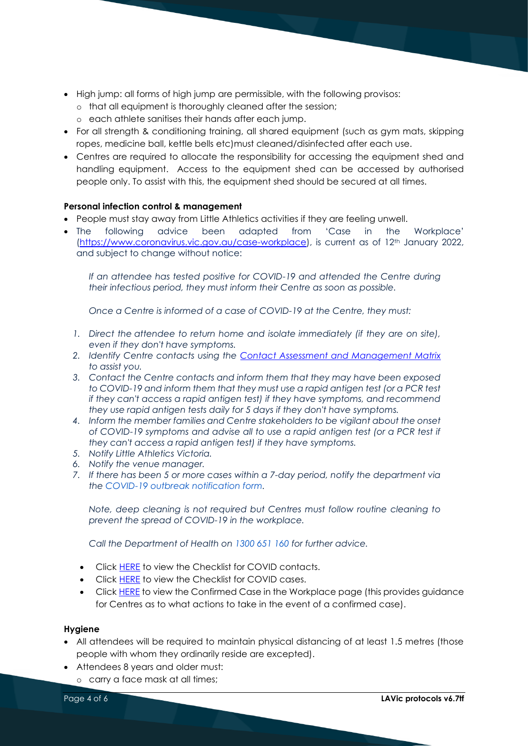- High jump: all forms of high jump are permissible, with the following provisos:
  - that all equipment is thoroughly cleaned after the session;
  - each athlete sanitises their hands after each jump.
- For all strength & conditioning training, all shared equipment (such as gym mats, skipping ropes, medicine ball, kettle bells etc)must cleaned/disinfected after each use.
- Centres are required to allocate the responsibility for accessing the equipment shed and handling equipment. Access to the equipment shed can be accessed by authorised people only. To assist with this, the equipment shed should be secured at all times.

**Personal infection control & management**

- People must stay away from Little Athletics activities if they are feeling unwell.
- The following advice been adapted from 'Case in the Workplace' ([https://www.coronavirus.vic.gov.au/case-workplace](https://www.coronavirus.vic.gov.au/case-workplace)), is current as of 12th January 2022, and subject to change without notice:

  *If an attendee has tested positive for COVID-19 and attended the Centre during their infectious period, they must inform their Centre as soon as possible.*

  *Once a Centre is informed of a case of COVID-19 at the Centre, they must:*

  1. *Direct the attendee to return home and isolate immediately (if they are on site), even if they don't have symptoms.*
  2. *Identify Centre contacts using the Contact Assessment and Management Matrix to assist you.*
  3. *Contact the Centre contacts and inform them that they may have been exposed to COVID-19 and inform them that they must use a rapid antigen test (or a PCR test if they can't access a rapid antigen test) if they have symptoms, and recommend they use rapid antigen tests daily for 5 days if they don't have symptoms.*
  4. *Inform the member families and Centre stakeholders to be vigilant about the onset of COVID-19 symptoms and advise all to use a rapid antigen test (or a PCR test if they can't access a rapid antigen test) if they have symptoms.*
  5. *Notify Little Athletics Victoria.*
  6. *Notify the venue manager.*
  7. *If there has been 5 or more cases within a 7-day period, notify the department via the COVID-19 outbreak notification form.*

  *Note, deep cleaning is not required but Centres must follow routine cleaning to prevent the spread of COVID-19 in the workplace.*

  *Call the Department of Health on 1300 651 160 for further advice.*

  - Click HERE to view the Checklist for COVID contacts.
  - Click HERE to view the Checklist for COVID cases.
  - Click HERE to view the Confirmed Case in the Workplace page (this provides guidance for Centres as to what actions to take in the event of a confirmed case).

**Hygiene**

- All attendees will be required to maintain physical distancing of at least 1.5 metres (those people with whom they ordinarily reside are excepted).
- Attendees 8 years and older must:
  - carry a face mask at all times;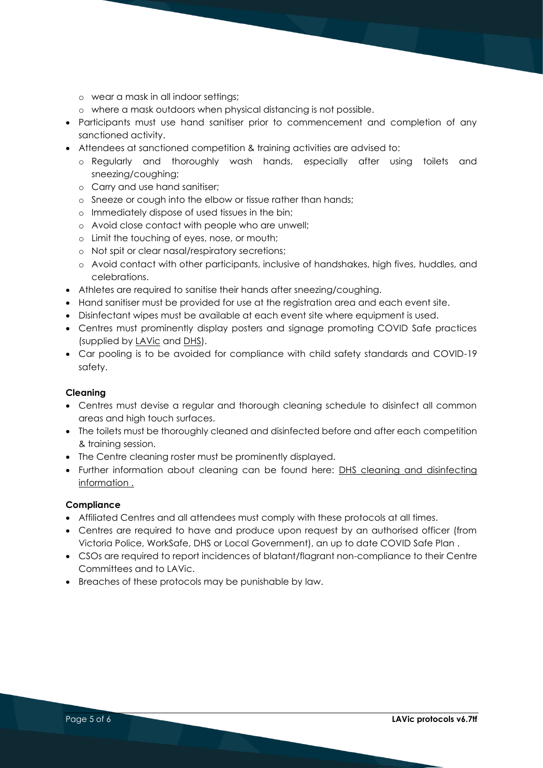- wear a mask in all indoor settings;
  - where a mask outdoors when physical distancing is not possible.
- Participants must use hand sanitiser prior to commencement and completion of any sanctioned activity.
- Attendees at sanctioned competition & training activities are advised to:
  - Regularly and thoroughly wash hands, especially after using toilets and sneezing/coughing;
  - Carry and use hand sanitiser;
  - Sneeze or cough into the elbow or tissue rather than hands;
  - Immediately dispose of used tissues in the bin;
  - Avoid close contact with people who are unwell;
  - Limit the touching of eyes, nose, or mouth;
  - Not spit or clear nasal/respiratory secretions;
  - Avoid contact with other participants, inclusive of handshakes, high fives, huddles, and celebrations.
- Athletes are required to sanitise their hands after sneezing/coughing.
- Hand sanitiser must be provided for use at the registration area and each event site.
- Disinfectant wipes must be available at each event site where equipment is used.
- Centres must prominently display posters and signage promoting COVID Safe practices (supplied by LAVic and DHS).
- Car pooling is to be avoided for compliance with child safety standards and COVID-19 safety.

**Cleaning**

- Centres must devise a regular and thorough cleaning schedule to disinfect all common areas and high touch surfaces.
- The toilets must be thoroughly cleaned and disinfected before and after each competition & training session.
- The Centre cleaning roster must be prominently displayed.
- Further information about cleaning can be found here: DHS cleaning and disinfecting information .

**Compliance**

- Affiliated Centres and all attendees must comply with these protocols at all times.
- Centres are required to have and produce upon request by an authorised officer (from Victoria Police, WorkSafe, DHS or Local Government), an up to date COVID Safe Plan .
- CSOs are required to report incidences of blatant/flagrant non-compliance to their Centre Committees and to LAVic.
- Breaches of these protocols may be punishable by law.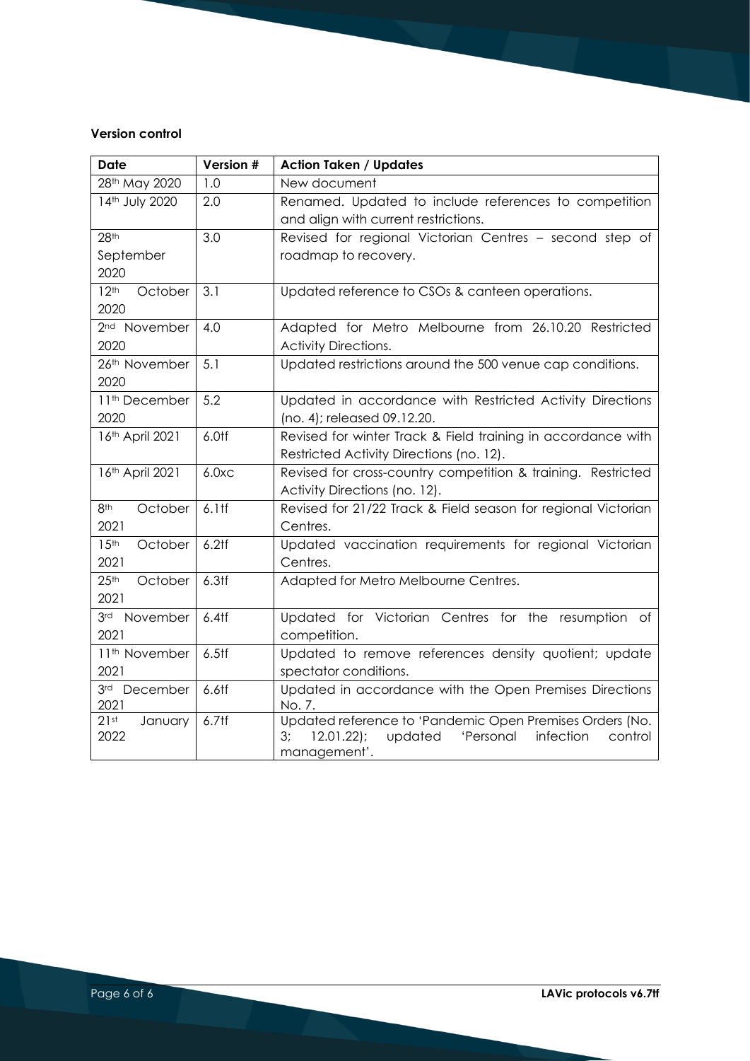**Version control**

| Date | Version # | Action Taken / Updates |
|---|---|---|
| 28th May 2020 | 1.0 | New document |
| 14th July 2020 | 2.0 | Renamed. Updated to include references to competition and align with current restrictions. |
| 28th September 2020 | 3.0 | Revised for regional Victorian Centres – second step of roadmap to recovery. |
| 12th October 2020 | 3.1 | Updated reference to CSOs & canteen operations. |
| 2nd November 2020 | 4.0 | Adapted for Metro Melbourne from 26.10.20 Restricted Activity Directions. |
| 26th November 2020 | 5.1 | Updated restrictions around the 500 venue cap conditions. |
| 11th December 2020 | 5.2 | Updated in accordance with Restricted Activity Directions (no. 4); released 09.12.20. |
| 16th April 2021 | 6.0tf | Revised for winter Track & Field training in accordance with Restricted Activity Directions (no. 12). |
| 16th April 2021 | 6.0xc | Revised for cross-country competition & training. Restricted Activity Directions (no. 12). |
| 8th October 2021 | 6.1tf | Revised for 21/22 Track & Field season for regional Victorian Centres. |
| 15th October 2021 | 6.2tf | Updated vaccination requirements for regional Victorian Centres. |
| 25th October 2021 | 6.3tf | Adapted for Metro Melbourne Centres. |
| 3rd November 2021 | 6.4tf | Updated for Victorian Centres for the resumption of competition. |
| 11th November 2021 | 6.5tf | Updated to remove references density quotient; update spectator conditions. |
| 3rd December 2021 | 6.6tf | Updated in accordance with the Open Premises Directions No. 7. |
| 21st January 2022 | 6.7tf | Updated reference to 'Pandemic Open Premises Orders (No. 3; 12.01.22); updated 'Personal infection control management'. |